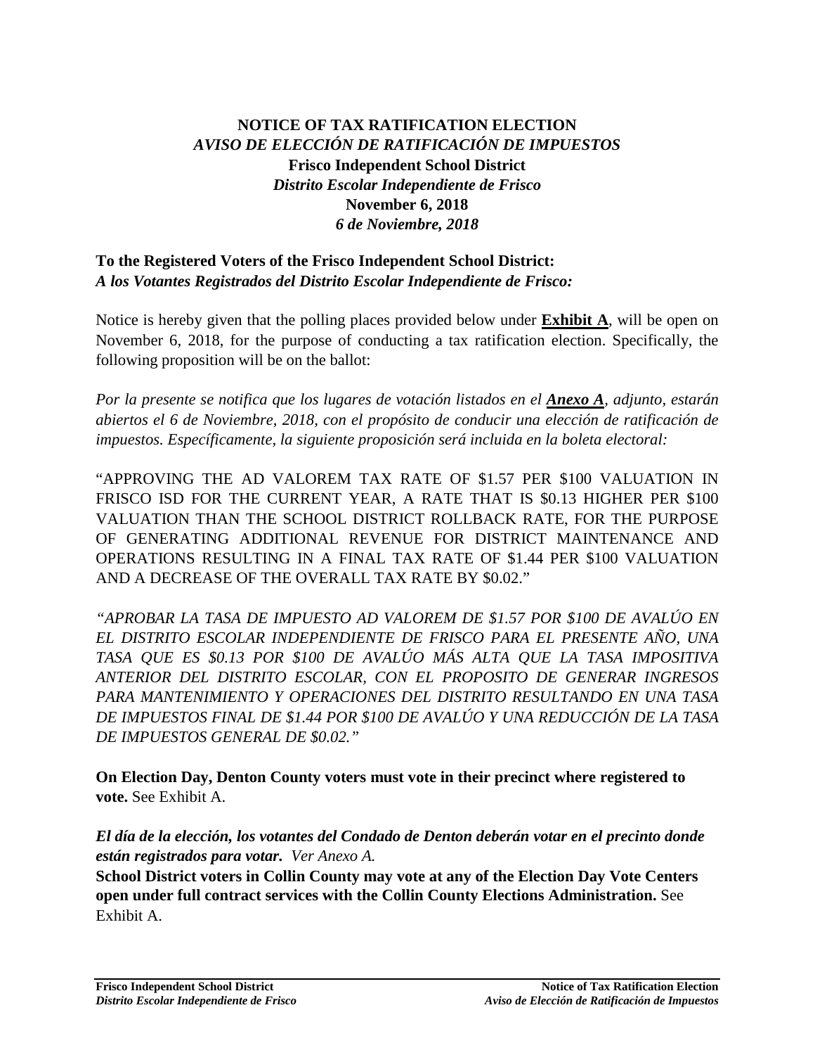# NOTICE OF TAX RATIFICATION ELECTION
## *AVISO DE ELECCIÓN DE RATIFICACIÓN DE IMPUESTOS*
**Frisco Independent School District**
*Distrito Escolar Independiente de Frisco*
**November 6, 2018**
*6 de Noviembre, 2018*

**To the Registered Voters of the Frisco Independent School District:**
***A los Votantes Registrados del Distrito Escolar Independiente de Frisco:***

Notice is hereby given that the polling places provided below under **Exhibit A**, will be open on November 6, 2018, for the purpose of conducting a tax ratification election. Specifically, the following proposition will be on the ballot:

*Por la presente se notifica que los lugares de votación listados en el* ***Anexo A****, adjunto, estarán abiertos el 6 de Noviembre, 2018, con el propósito de conducir una elección de ratificación de impuestos. Específicamente, la siguiente proposición será incluida en la boleta electoral:*

"APPROVING THE AD VALOREM TAX RATE OF $1.57 PER $100 VALUATION IN FRISCO ISD FOR THE CURRENT YEAR, A RATE THAT IS $0.13 HIGHER PER $100 VALUATION THAN THE SCHOOL DISTRICT ROLLBACK RATE, FOR THE PURPOSE OF GENERATING ADDITIONAL REVENUE FOR DISTRICT MAINTENANCE AND OPERATIONS RESULTING IN A FINAL TAX RATE OF $1.44 PER $100 VALUATION AND A DECREASE OF THE OVERALL TAX RATE BY $0.02."

*"APROBAR LA TASA DE IMPUESTO AD VALOREM DE $1.57 POR $100 DE AVALÚO EN EL DISTRITO ESCOLAR INDEPENDIENTE DE FRISCO PARA EL PRESENTE AÑO, UNA TASA QUE ES $0.13 POR $100 DE AVALÚO MÁS ALTA QUE LA TASA IMPOSITIVA ANTERIOR DEL DISTRITO ESCOLAR, CON EL PROPOSITO DE GENERAR INGRESOS PARA MANTENIMIENTO Y OPERACIONES DEL DISTRITO RESULTANDO EN UNA TASA DE IMPUESTOS FINAL DE $1.44 POR $100 DE AVALÚO Y UNA REDUCCIÓN DE LA TASA DE IMPUESTOS GENERAL DE $0.02."*

**On Election Day, Denton County voters must vote in their precinct where registered to vote.** See Exhibit A.

***El día de la elección, los votantes del Condado de Denton deberán votar en el precinto donde están registrados para votar.*** *Ver Anexo A.*

**School District voters in Collin County may vote at any of the Election Day Vote Centers open under full contract services with the Collin County Elections Administration.** See Exhibit A.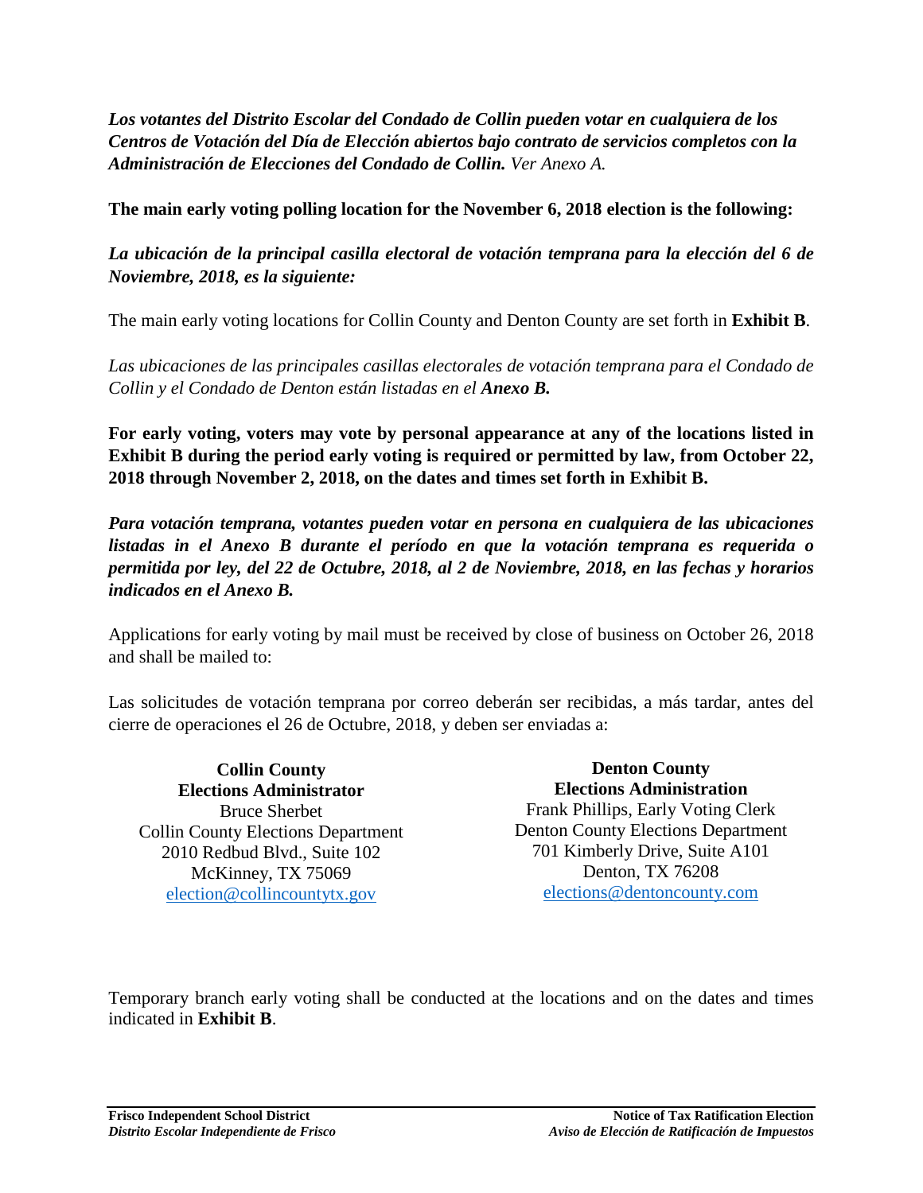***Los votantes del Distrito Escolar del Condado de Collin pueden votar en cualquiera de los Centros de Votación del Día de Elección abiertos bajo contrato de servicios completos con la Administración de Elecciones del Condado de Collin.*** *Ver Anexo A.*

**The main early voting polling location for the November 6, 2018 election is the following:**

***La ubicación de la principal casilla electoral de votación temprana para la elección del 6 de Noviembre, 2018, es la siguiente:***

The main early voting locations for Collin County and Denton County are set forth in **Exhibit B**.

*Las ubicaciones de las principales casillas electorales de votación temprana para el Condado de Collin y el Condado de Denton están listadas en el **Anexo B.***

**For early voting, voters may vote by personal appearance at any of the locations listed in Exhibit B during the period early voting is required or permitted by law, from October 22, 2018 through November 2, 2018, on the dates and times set forth in Exhibit B.**

***Para votación temprana, votantes pueden votar en persona en cualquiera de las ubicaciones listadas in el Anexo B durante el período en que la votación temprana es requerida o permitida por ley, del 22 de Octubre, 2018, al 2 de Noviembre, 2018, en las fechas y horarios indicados en el Anexo B.***

Applications for early voting by mail must be received by close of business on October 26, 2018 and shall be mailed to:

Las solicitudes de votación temprana por correo deberán ser recibidas, a más tardar, antes del cierre de operaciones el 26 de Octubre, 2018, y deben ser enviadas a:

**Collin County**
**Elections Administrator**
Bruce Sherbet
Collin County Elections Department
2010 Redbud Blvd., Suite 102
McKinney, TX 75069
election@collincountytx.gov

**Denton County**
**Elections Administration**
Frank Phillips, Early Voting Clerk
Denton County Elections Department
701 Kimberly Drive, Suite A101
Denton, TX 76208
elections@dentoncounty.com

Temporary branch early voting shall be conducted at the locations and on the dates and times indicated in **Exhibit B**.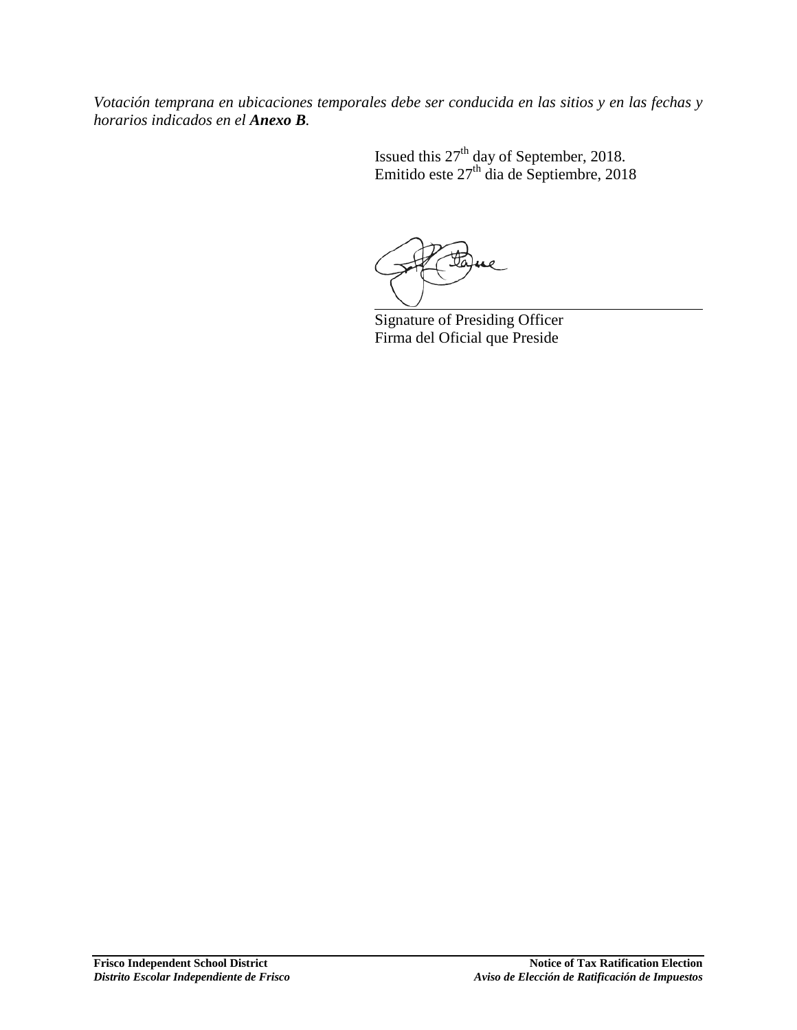*Votación temprana en ubicaciones temporales debe ser conducida en las sitios y en las fechas y horarios indicados en el **Anexo B**.*

Issued this 27th day of September, 2018.
Emitido este 27th dia de Septiembre, 2018

Signature of Presiding Officer
Firma del Oficial que Preside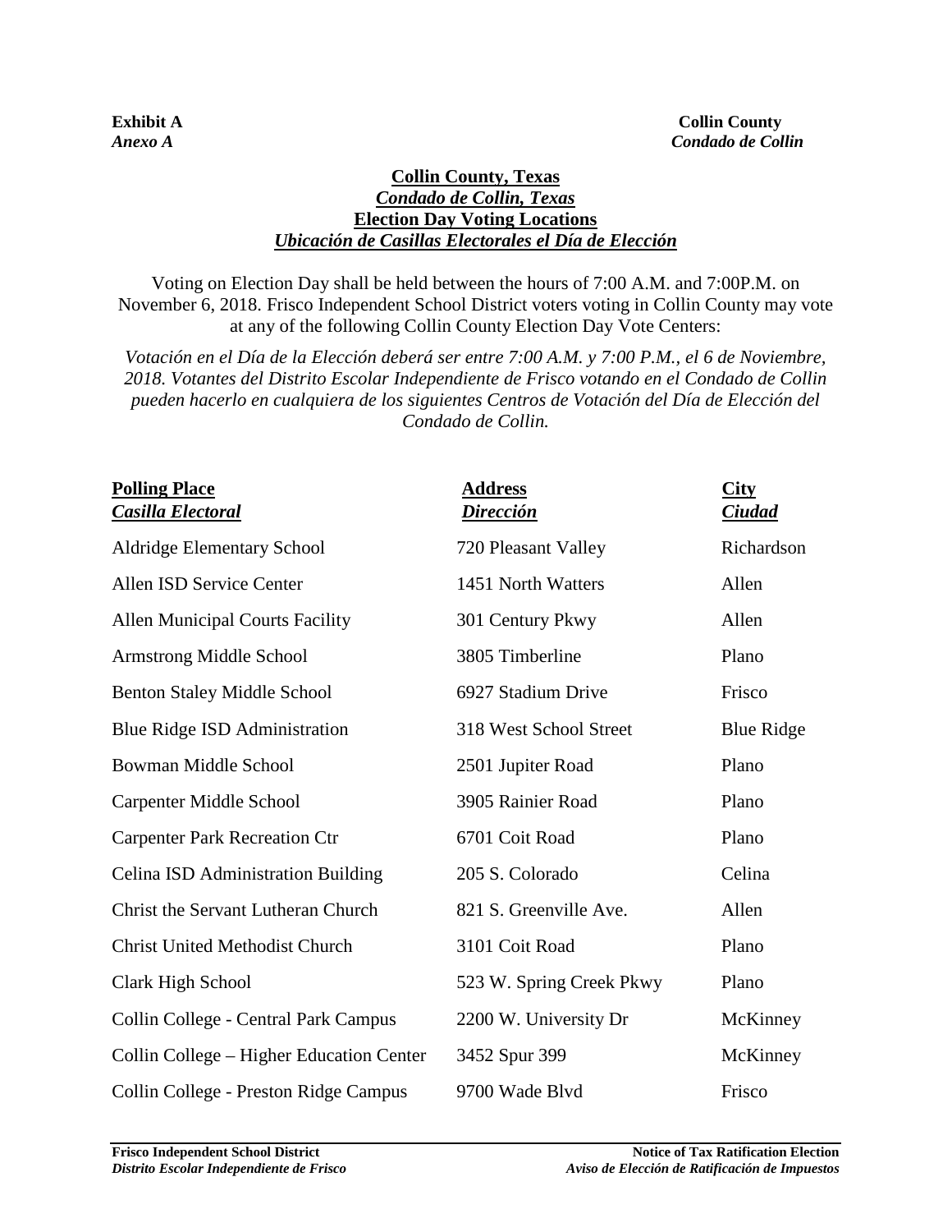**Exhibit A** **Collin County**
***Anexo A*** ***Condado de Collin***

**Collin County, Texas**
***Condado de Collin, Texas***
**Election Day Voting Locations**
***Ubicación de Casillas Electorales el Día de Elección***

Voting on Election Day shall be held between the hours of 7:00 A.M. and 7:00P.M. on November 6, 2018. Frisco Independent School District voters voting in Collin County may vote at any of the following Collin County Election Day Vote Centers:

*Votación en el Día de la Elección deberá ser entre 7:00 A.M. y 7:00 P.M., el 6 de Noviembre, 2018. Votantes del Distrito Escolar Independiente de Frisco votando en el Condado de Collin pueden hacerlo en cualquiera de los siguientes Centros de Votación del Día de Elección del Condado de Collin.*

| **Polling Place** *Casilla Electoral* | **Address** *Dirección* | **City** *Ciudad* |
|---|---|---|
| Aldridge Elementary School | 720 Pleasant Valley | Richardson |
| Allen ISD Service Center | 1451 North Watters | Allen |
| Allen Municipal Courts Facility | 301 Century Pkwy | Allen |
| Armstrong Middle School | 3805 Timberline | Plano |
| Benton Staley Middle School | 6927 Stadium Drive | Frisco |
| Blue Ridge ISD Administration | 318 West School Street | Blue Ridge |
| Bowman Middle School | 2501 Jupiter Road | Plano |
| Carpenter Middle School | 3905 Rainier Road | Plano |
| Carpenter Park Recreation Ctr | 6701 Coit Road | Plano |
| Celina ISD Administration Building | 205 S. Colorado | Celina |
| Christ the Servant Lutheran Church | 821 S. Greenville Ave. | Allen |
| Christ United Methodist Church | 3101 Coit Road | Plano |
| Clark High School | 523 W. Spring Creek Pkwy | Plano |
| Collin College - Central Park Campus | 2200 W. University Dr | McKinney |
| Collin College – Higher Education Center | 3452 Spur 399 | McKinney |
| Collin College - Preston Ridge Campus | 9700 Wade Blvd | Frisco |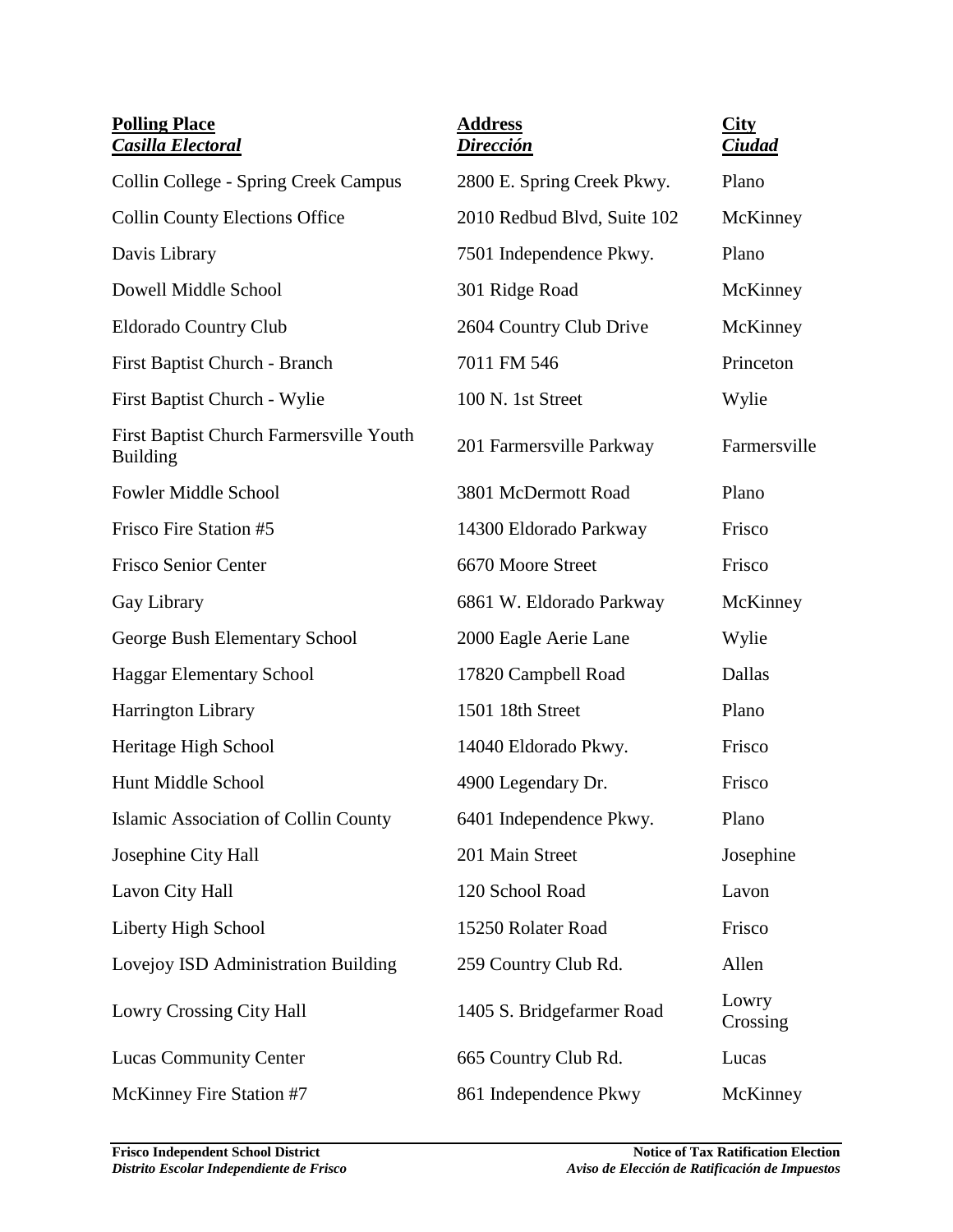| **Polling Place** *Casilla Electoral* | **Address** *Dirección* | **City** *Ciudad* |
|---|---|---|
| Collin College - Spring Creek Campus | 2800 E. Spring Creek Pkwy. | Plano |
| Collin County Elections Office | 2010 Redbud Blvd, Suite 102 | McKinney |
| Davis Library | 7501 Independence Pkwy. | Plano |
| Dowell Middle School | 301 Ridge Road | McKinney |
| Eldorado Country Club | 2604 Country Club Drive | McKinney |
| First Baptist Church - Branch | 7011 FM 546 | Princeton |
| First Baptist Church - Wylie | 100 N. 1st Street | Wylie |
| First Baptist Church Farmersville Youth Building | 201 Farmersville Parkway | Farmersville |
| Fowler Middle School | 3801 McDermott Road | Plano |
| Frisco Fire Station #5 | 14300 Eldorado Parkway | Frisco |
| Frisco Senior Center | 6670 Moore Street | Frisco |
| Gay Library | 6861 W. Eldorado Parkway | McKinney |
| George Bush Elementary School | 2000 Eagle Aerie Lane | Wylie |
| Haggar Elementary School | 17820 Campbell Road | Dallas |
| Harrington Library | 1501 18th Street | Plano |
| Heritage High School | 14040 Eldorado Pkwy. | Frisco |
| Hunt Middle School | 4900 Legendary Dr. | Frisco |
| Islamic Association of Collin County | 6401 Independence Pkwy. | Plano |
| Josephine City Hall | 201 Main Street | Josephine |
| Lavon City Hall | 120 School Road | Lavon |
| Liberty High School | 15250 Rolater Road | Frisco |
| Lovejoy ISD Administration Building | 259 Country Club Rd. | Allen |
| Lowry Crossing City Hall | 1405 S. Bridgefarmer Road | Lowry Crossing |
| Lucas Community Center | 665 Country Club Rd. | Lucas |
| McKinney Fire Station #7 | 861 Independence Pkwy | McKinney |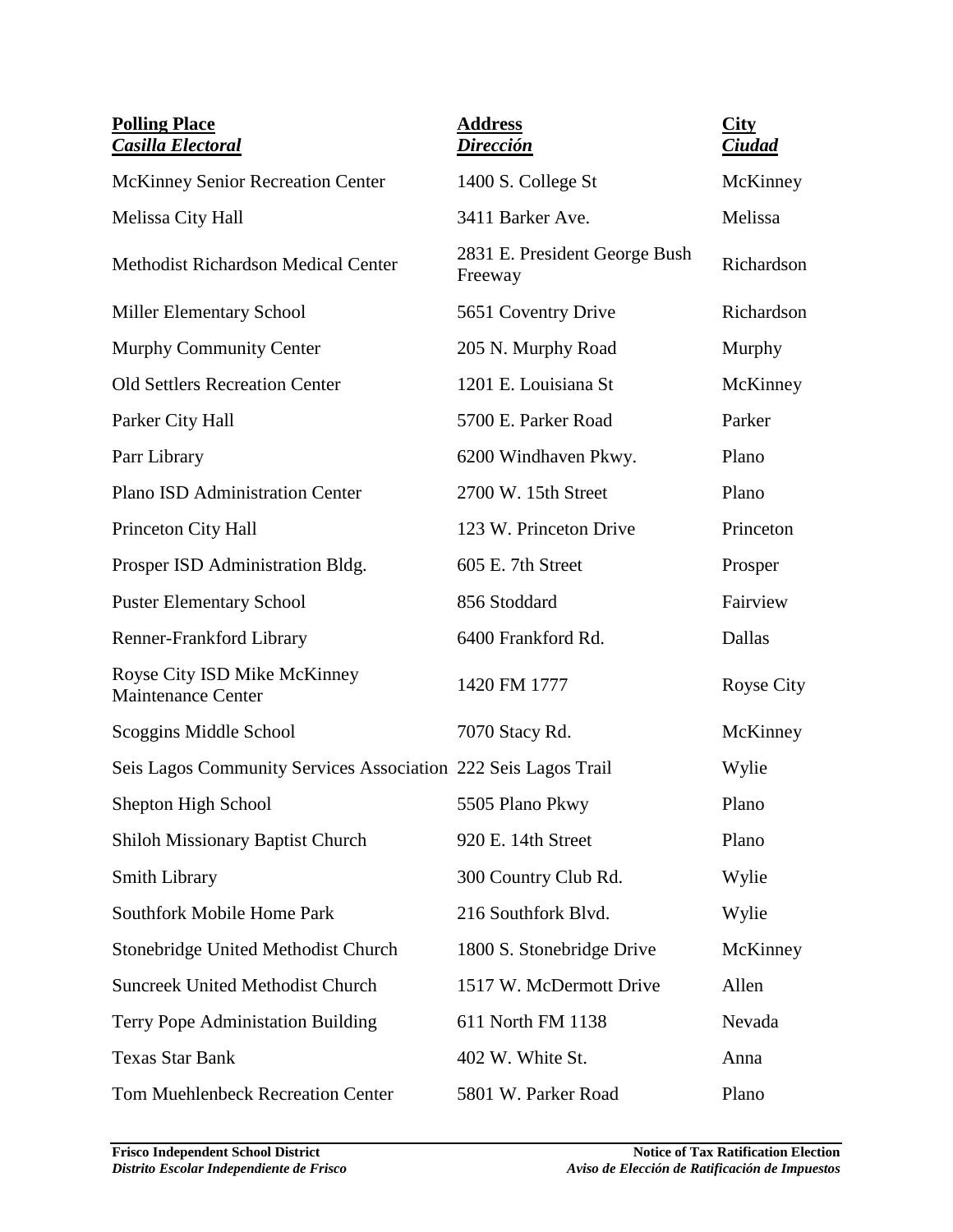| **Polling Place** *Casilla Electoral* | **Address** *Dirección* | **City** *Ciudad* |
|---|---|---|
| McKinney Senior Recreation Center | 1400 S. College St | McKinney |
| Melissa City Hall | 3411 Barker Ave. | Melissa |
| Methodist Richardson Medical Center | 2831 E. President George Bush Freeway | Richardson |
| Miller Elementary School | 5651 Coventry Drive | Richardson |
| Murphy Community Center | 205 N. Murphy Road | Murphy |
| Old Settlers Recreation Center | 1201 E. Louisiana St | McKinney |
| Parker City Hall | 5700 E. Parker Road | Parker |
| Parr Library | 6200 Windhaven Pkwy. | Plano |
| Plano ISD Administration Center | 2700 W. 15th Street | Plano |
| Princeton City Hall | 123 W. Princeton Drive | Princeton |
| Prosper ISD Administration Bldg. | 605 E. 7th Street | Prosper |
| Puster Elementary School | 856 Stoddard | Fairview |
| Renner-Frankford Library | 6400 Frankford Rd. | Dallas |
| Royse City ISD Mike McKinney Maintenance Center | 1420 FM 1777 | Royse City |
| Scoggins Middle School | 7070 Stacy Rd. | McKinney |
| Seis Lagos Community Services Association | 222 Seis Lagos Trail | Wylie |
| Shepton High School | 5505 Plano Pkwy | Plano |
| Shiloh Missionary Baptist Church | 920 E. 14th Street | Plano |
| Smith Library | 300 Country Club Rd. | Wylie |
| Southfork Mobile Home Park | 216 Southfork Blvd. | Wylie |
| Stonebridge United Methodist Church | 1800 S. Stonebridge Drive | McKinney |
| Suncreek United Methodist Church | 1517 W. McDermott Drive | Allen |
| Terry Pope Administation Building | 611 North FM 1138 | Nevada |
| Texas Star Bank | 402 W. White St. | Anna |
| Tom Muehlenbeck Recreation Center | 5801 W. Parker Road | Plano |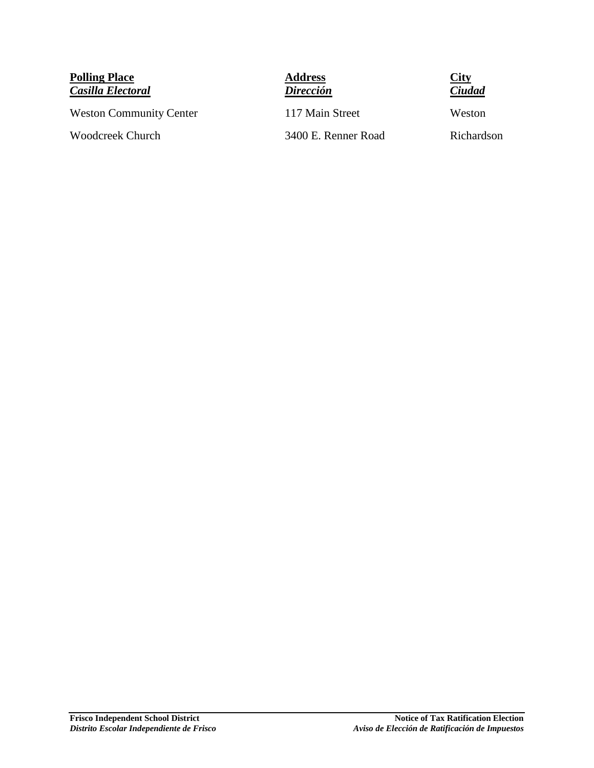| **Polling Place** *Casilla Electoral* | **Address** *Dirección* | **City** *Ciudad* |
|---|---|---|
| Weston Community Center | 117 Main Street | Weston |
| Woodcreek Church | 3400 E. Renner Road | Richardson |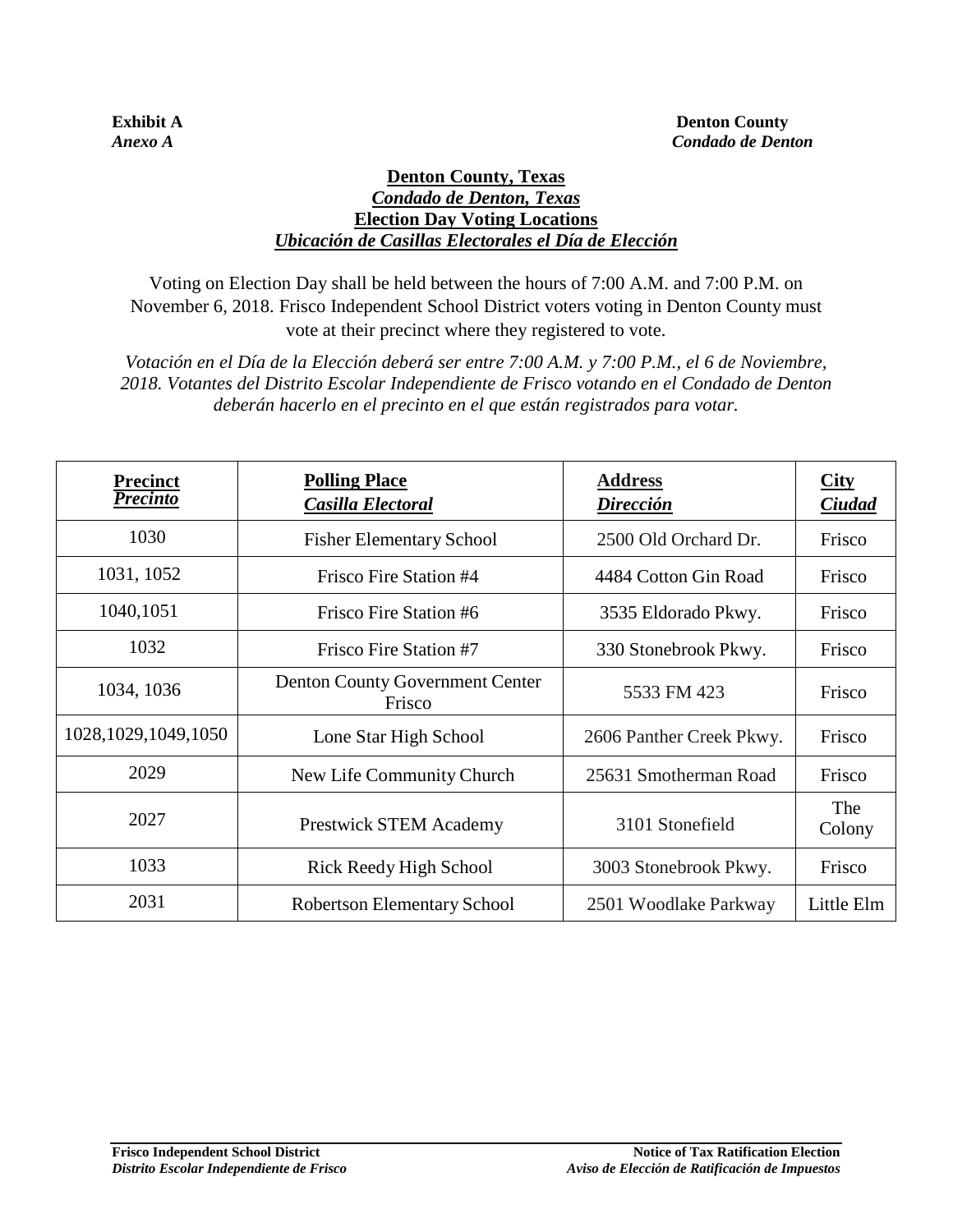**Exhibit A** **Denton County**
*Anexo A* *Condado de Denton*

## Denton County, Texas
## *Condado de Denton, Texas*
## Election Day Voting Locations
## *Ubicación de Casillas Electorales el Día de Elección*

Voting on Election Day shall be held between the hours of 7:00 A.M. and 7:00 P.M. on November 6, 2018. Frisco Independent School District voters voting in Denton County must vote at their precinct where they registered to vote.

*Votación en el Día de la Elección deberá ser entre 7:00 A.M. y 7:00 P.M., el 6 de Noviembre, 2018. Votantes del Distrito Escolar Independiente de Frisco votando en el Condado de Denton deberán hacerlo en el precinto en el que están registrados para votar.*

| **Precinct** *Precinto* | **Polling Place** *Casilla Electoral* | **Address** *Dirección* | **City** *Ciudad* |
|---|---|---|---|
| 1030 | Fisher Elementary School | 2500 Old Orchard Dr. | Frisco |
| 1031, 1052 | Frisco Fire Station #4 | 4484 Cotton Gin Road | Frisco |
| 1040,1051 | Frisco Fire Station #6 | 3535 Eldorado Pkwy. | Frisco |
| 1032 | Frisco Fire Station #7 | 330 Stonebrook Pkwy. | Frisco |
| 1034, 1036 | Denton County Government Center Frisco | 5533 FM 423 | Frisco |
| 1028,1029,1049,1050 | Lone Star High School | 2606 Panther Creek Pkwy. | Frisco |
| 2029 | New Life Community Church | 25631 Smotherman Road | Frisco |
| 2027 | Prestwick STEM Academy | 3101 Stonefield | The Colony |
| 1033 | Rick Reedy High School | 3003 Stonebrook Pkwy. | Frisco |
| 2031 | Robertson Elementary School | 2501 Woodlake Parkway | Little Elm |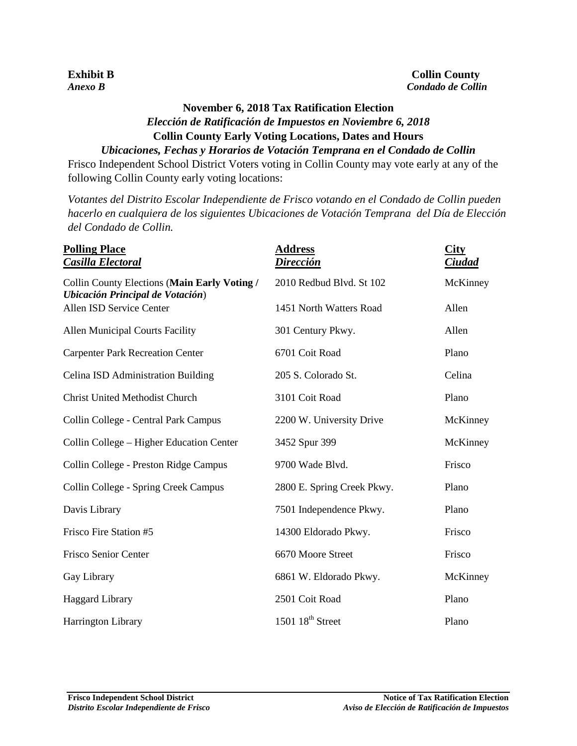**Exhibit B**
***Anexo B***

**Collin County**
***Condado de Collin***

## November 6, 2018 Tax Ratification Election
### *Elección de Ratificación de Impuestos en Noviembre 6, 2018*
### Collin County Early Voting Locations, Dates and Hours
### *Ubicaciones, Fechas y Horarios de Votación Temprana en el Condado de Collin*

Frisco Independent School District Voters voting in Collin County may vote early at any of the following Collin County early voting locations:

*Votantes del Distrito Escolar Independiente de Frisco votando en el Condado de Collin pueden hacerlo en cualquiera de los siguientes Ubicaciones de Votación Temprana del Día de Elección del Condado de Collin.*

| **Polling Place** / ***Casilla Electoral*** | **Address** / ***Dirección*** | **City** / ***Ciudad*** |
|---|---|---|
| Collin County Elections (**Main Early Voting /** ***Ubicación Principal de Votación***) | 2010 Redbud Blvd. St 102 | McKinney |
| Allen ISD Service Center | 1451 North Watters Road | Allen |
| Allen Municipal Courts Facility | 301 Century Pkwy. | Allen |
| Carpenter Park Recreation Center | 6701 Coit Road | Plano |
| Celina ISD Administration Building | 205 S. Colorado St. | Celina |
| Christ United Methodist Church | 3101 Coit Road | Plano |
| Collin College - Central Park Campus | 2200 W. University Drive | McKinney |
| Collin College – Higher Education Center | 3452 Spur 399 | McKinney |
| Collin College - Preston Ridge Campus | 9700 Wade Blvd. | Frisco |
| Collin College - Spring Creek Campus | 2800 E. Spring Creek Pkwy. | Plano |
| Davis Library | 7501 Independence Pkwy. | Plano |
| Frisco Fire Station #5 | 14300 Eldorado Pkwy. | Frisco |
| Frisco Senior Center | 6670 Moore Street | Frisco |
| Gay Library | 6861 W. Eldorado Pkwy. | McKinney |
| Haggard Library | 2501 Coit Road | Plano |
| Harrington Library | 1501 18th Street | Plano |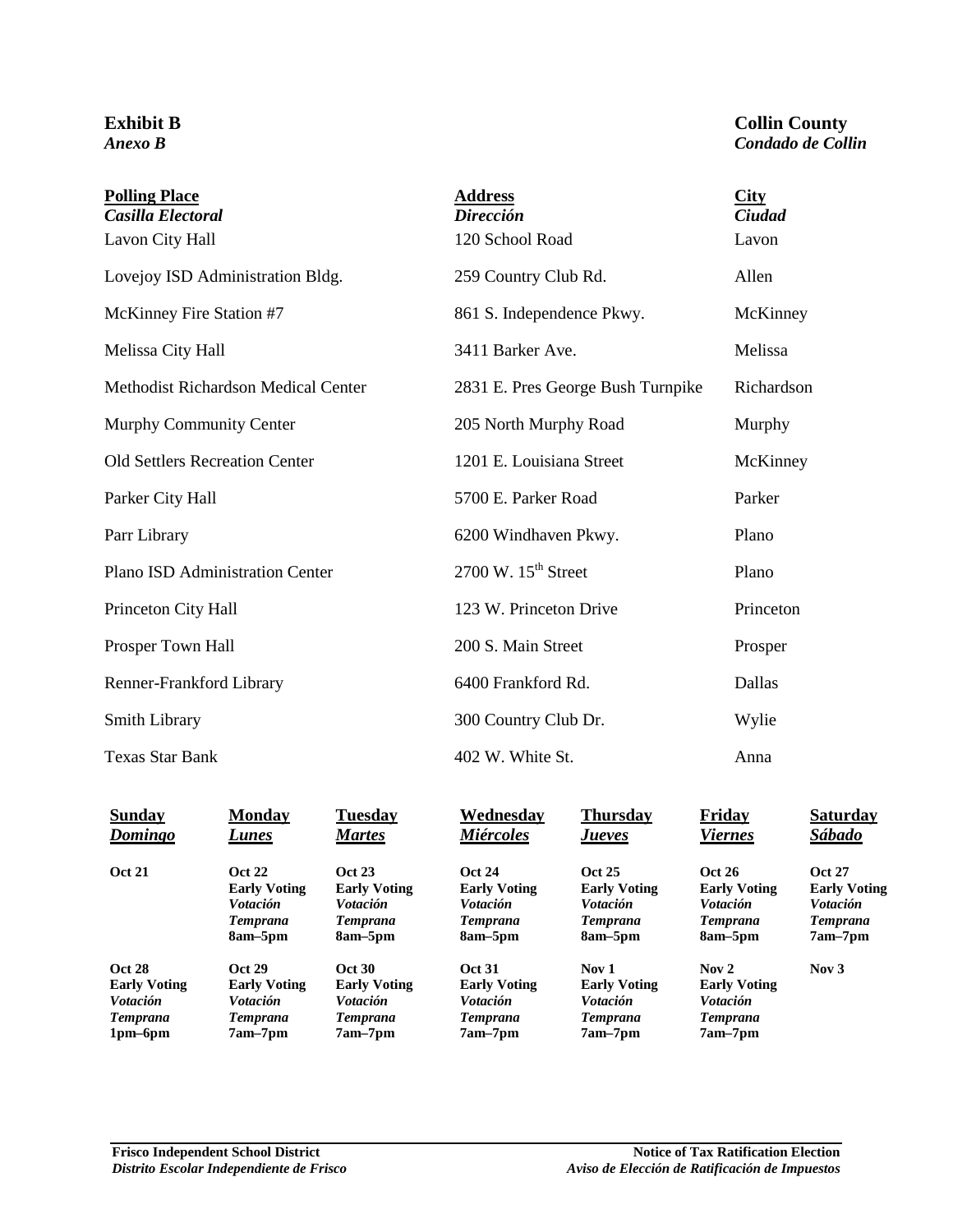**Exhibit B**
***Anexo B***

**Collin County**
***Condado de Collin***

| **Polling Place** *Casilla Electoral* | **Address** *Dirección* | **City** *Ciudad* |
|---|---|---|
| Lavon City Hall | 120 School Road | Lavon |
| Lovejoy ISD Administration Bldg. | 259 Country Club Rd. | Allen |
| McKinney Fire Station #7 | 861 S. Independence Pkwy. | McKinney |
| Melissa City Hall | 3411 Barker Ave. | Melissa |
| Methodist Richardson Medical Center | 2831 E. Pres George Bush Turnpike | Richardson |
| Murphy Community Center | 205 North Murphy Road | Murphy |
| Old Settlers Recreation Center | 1201 E. Louisiana Street | McKinney |
| Parker City Hall | 5700 E. Parker Road | Parker |
| Parr Library | 6200 Windhaven Pkwy. | Plano |
| Plano ISD Administration Center | 2700 W. 15th Street | Plano |
| Princeton City Hall | 123 W. Princeton Drive | Princeton |
| Prosper Town Hall | 200 S. Main Street | Prosper |
| Renner-Frankford Library | 6400 Frankford Rd. | Dallas |
| Smith Library | 300 Country Club Dr. | Wylie |
| Texas Star Bank | 402 W. White St. | Anna |

| **Sunday** *Domingo* | **Monday** *Lunes* | **Tuesday** *Martes* | **Wednesday** *Miércoles* | **Thursday** *Jueves* | **Friday** *Viernes* | **Saturday** *Sábado* |
|---|---|---|---|---|---|---|
| **Oct 21** | **Oct 22** **Early Voting** ***Votación Temprana*** **8am–5pm** | **Oct 23** **Early Voting** ***Votación Temprana*** **8am–5pm** | **Oct 24** **Early Voting** ***Votación Temprana*** **8am–5pm** | **Oct 25** **Early Voting** ***Votación Temprana*** **8am–5pm** | **Oct 26** **Early Voting** ***Votación Temprana*** **8am–5pm** | **Oct 27** **Early Voting** ***Votación Temprana*** **7am–7pm** |
| **Oct 28** **Early Voting** ***Votación Temprana*** **1pm–6pm** | **Oct 29** **Early Voting** ***Votación Temprana*** **7am–7pm** | **Oct 30** **Early Voting** ***Votación Temprana*** **7am–7pm** | **Oct 31** **Early Voting** ***Votación Temprana*** **7am–7pm** | **Nov 1** **Early Voting** ***Votación Temprana*** **7am–7pm** | **Nov 2** **Early Voting** ***Votación Temprana*** **7am–7pm** | **Nov 3** |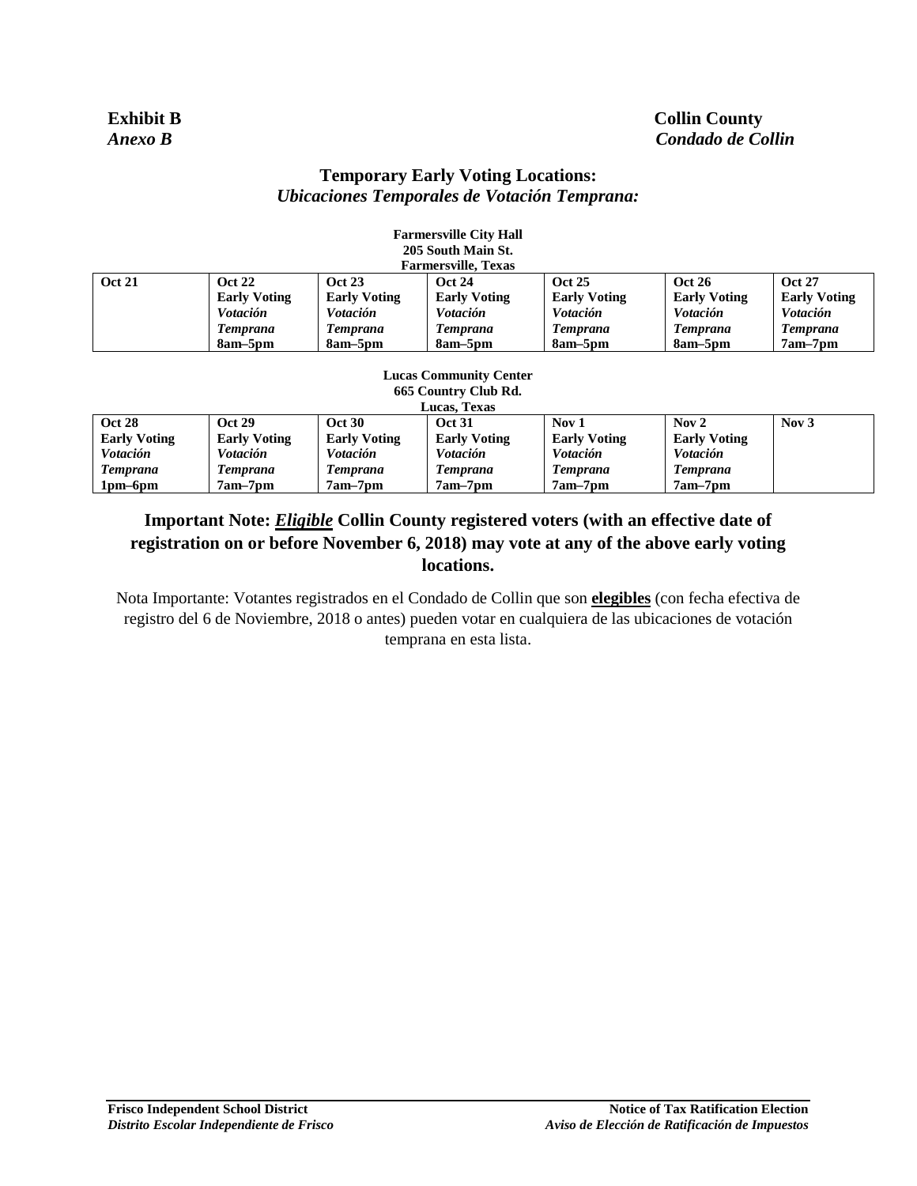**Exhibit B**
***Anexo B***

**Collin County**
***Condado de Collin***

## Temporary Early Voting Locations:
## *Ubicaciones Temporales de Votación Temprana:*

**Farmersville City Hall**
**205 South Main St.**
**Farmersville, Texas**

| Oct 21 | Oct 22 | Oct 23 | Oct 24 | Oct 25 | Oct 26 | Oct 27 |
|---|---|---|---|---|---|---|
| | **Early Voting** *Votación Temprana* **8am–5pm** | **Early Voting** *Votación Temprana* **8am–5pm** | **Early Voting** *Votación Temprana* **8am–5pm** | **Early Voting** *Votación Temprana* **8am–5pm** | **Early Voting** *Votación Temprana* **8am–5pm** | **Early Voting** *Votación Temprana* **7am–7pm** |

**Lucas Community Center**
**665 Country Club Rd.**
**Lucas, Texas**

| Oct 28 | Oct 29 | Oct 30 | Oct 31 | Nov 1 | Nov 2 | Nov 3 |
|---|---|---|---|---|---|---|
| **Early Voting** *Votación Temprana* **1pm–6pm** | **Early Voting** *Votación Temprana* **7am–7pm** | **Early Voting** *Votación Temprana* **7am–7pm** | **Early Voting** *Votación Temprana* **7am–7pm** | **Early Voting** *Votación Temprana* **7am–7pm** | **Early Voting** *Votación Temprana* **7am–7pm** | |

**Important Note: *Eligible* Collin County registered voters (with an effective date of registration on or before November 6, 2018) may vote at any of the above early voting locations.**

Nota Importante: Votantes registrados en el Condado de Collin que son **elegibles** (con fecha efectiva de registro del 6 de Noviembre, 2018 o antes) pueden votar en cualquiera de las ubicaciones de votación temprana en esta lista.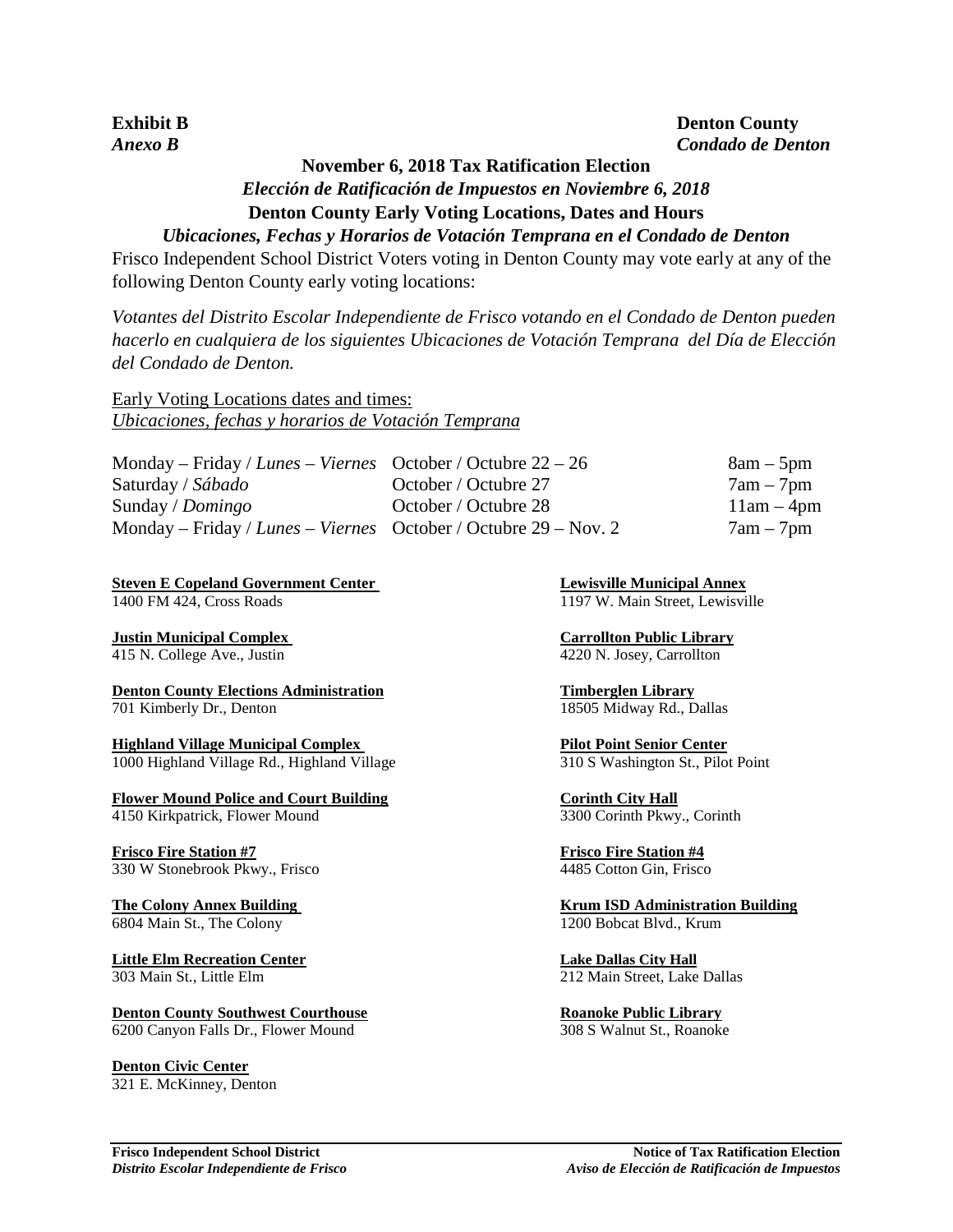**Exhibit B** **Denton County**
***Anexo B*** ***Condado de Denton***

**November 6, 2018 Tax Ratification Election**
***Elección de Ratificación de Impuestos en Noviembre 6, 2018***
**Denton County Early Voting Locations, Dates and Hours**
***Ubicaciones, Fechas y Horarios de Votación Temprana en el Condado de Denton***

Frisco Independent School District Voters voting in Denton County may vote early at any of the following Denton County early voting locations:

*Votantes del Distrito Escolar Independiente de Frisco votando en el Condado de Denton pueden hacerlo en cualquiera de los siguientes Ubicaciones de Votación Temprana del Día de Elección del Condado de Denton.*

Early Voting Locations dates and times:
*Ubicaciones, fechas y horarios de Votación Temprana*

| | | |
|---|---|---|
| Monday – Friday / *Lunes – Viernes* | October / Octubre 22 – 26 | 8am – 5pm |
| Saturday / *Sábado* | October / Octubre 27 | 7am – 7pm |
| Sunday / *Domingo* | October / Octubre 28 | 11am – 4pm |
| Monday – Friday / *Lunes – Viernes* | October / Octubre 29 – Nov. 2 | 7am – 7pm |

**Steven E Copeland Government Center**
1400 FM 424, Cross Roads

**Justin Municipal Complex**
415 N. College Ave., Justin

**Denton County Elections Administration**
701 Kimberly Dr., Denton

**Highland Village Municipal Complex**
1000 Highland Village Rd., Highland Village

**Flower Mound Police and Court Building**
4150 Kirkpatrick, Flower Mound

**Frisco Fire Station #7**
330 W Stonebrook Pkwy., Frisco

**The Colony Annex Building**
6804 Main St., The Colony

**Little Elm Recreation Center**
303 Main St., Little Elm

**Denton County Southwest Courthouse**
6200 Canyon Falls Dr., Flower Mound

**Denton Civic Center**
321 E. McKinney, Denton

**Lewisville Municipal Annex**
1197 W. Main Street, Lewisville

**Carrollton Public Library**
4220 N. Josey, Carrollton

**Timberglen Library**
18505 Midway Rd., Dallas

**Pilot Point Senior Center**
310 S Washington St., Pilot Point

**Corinth City Hall**
3300 Corinth Pkwy., Corinth

**Frisco Fire Station #4**
4485 Cotton Gin, Frisco

**Krum ISD Administration Building**
1200 Bobcat Blvd., Krum

**Lake Dallas City Hall**
212 Main Street, Lake Dallas

**Roanoke Public Library**
308 S Walnut St., Roanoke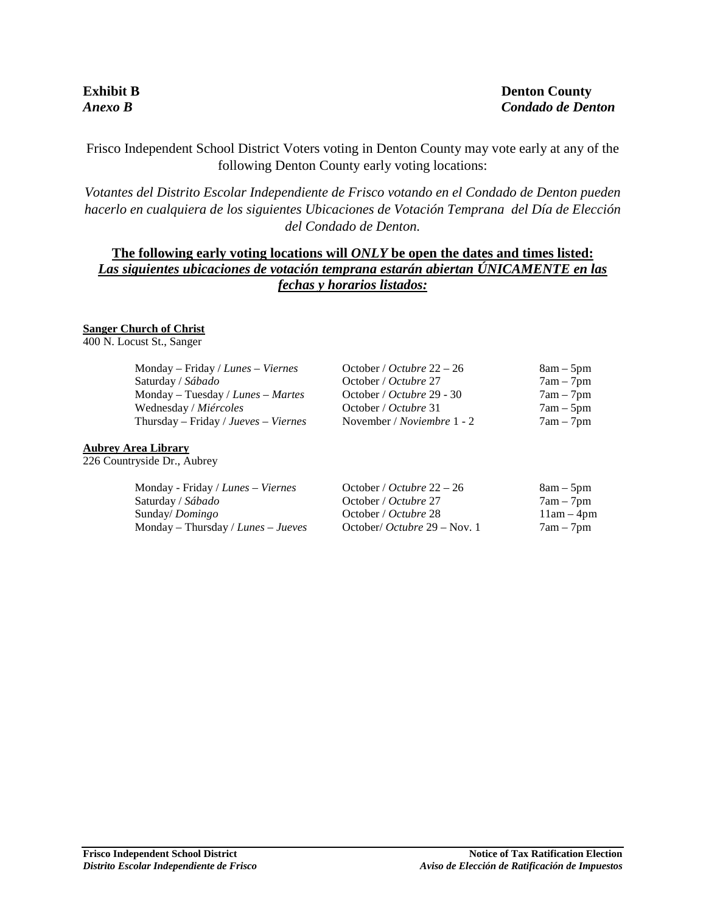**Exhibit B**
***Anexo B***

**Denton County**
***Condado de Denton***

Frisco Independent School District Voters voting in Denton County may vote early at any of the following Denton County early voting locations:

*Votantes del Distrito Escolar Independiente de Frisco votando en el Condado de Denton pueden hacerlo en cualquiera de los siguientes Ubicaciones de Votación Temprana del Día de Elección del Condado de Denton.*

**The following early voting locations will *ONLY* be open the dates and times listed:**
***Las siguientes ubicaciones de votación temprana estarán abiertan ÚNICAMENTE en las fechas y horarios listados:***

**Sanger Church of Christ**
400 N. Locust St., Sanger

| | | |
|---|---|---|
| Monday – Friday / *Lunes – Viernes* | October / *Octubre* 22 – 26 | 8am – 5pm |
| Saturday / *Sábado* | October / *Octubre* 27 | 7am – 7pm |
| Monday – Tuesday / *Lunes – Martes* | October / *Octubre* 29 - 30 | 7am – 7pm |
| Wednesday / *Miércoles* | October / *Octubre* 31 | 7am – 5pm |
| Thursday – Friday / *Jueves – Viernes* | November / *Noviembre* 1 - 2 | 7am – 7pm |

**Aubrey Area Library**
226 Countryside Dr., Aubrey

| | | |
|---|---|---|
| Monday - Friday / *Lunes – Viernes* | October / *Octubre* 22 – 26 | 8am – 5pm |
| Saturday / *Sábado* | October / *Octubre* 27 | 7am – 7pm |
| Sunday/ *Domingo* | October / *Octubre* 28 | 11am – 4pm |
| Monday – Thursday / *Lunes – Jueves* | October/ *Octubre* 29 – Nov. 1 | 7am – 7pm |